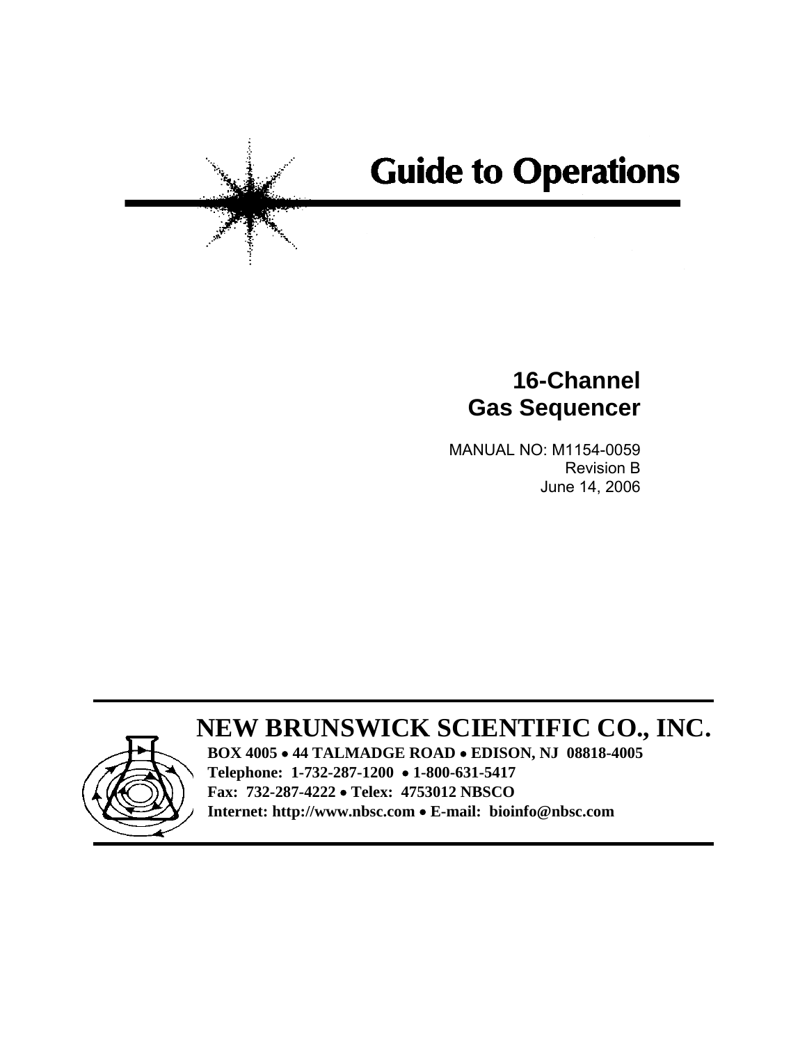# Guide to Operations

## 16-Channel Gas Sequencer

MANUAL NO: M1154-0059
Revision B
June 14, 2006

## NEW BRUNSWICK SCIENTIFIC CO., INC.

**BOX 4005 • 44 TALMADGE ROAD • EDISON, NJ 08818-4005**
**Telephone: 1-732-287-1200 • 1-800-631-5417**
**Fax: 732-287-4222 • Telex: 4753012 NBSCO**
**Internet: http://www.nbsc.com • E-mail: bioinfo@nbsc.com**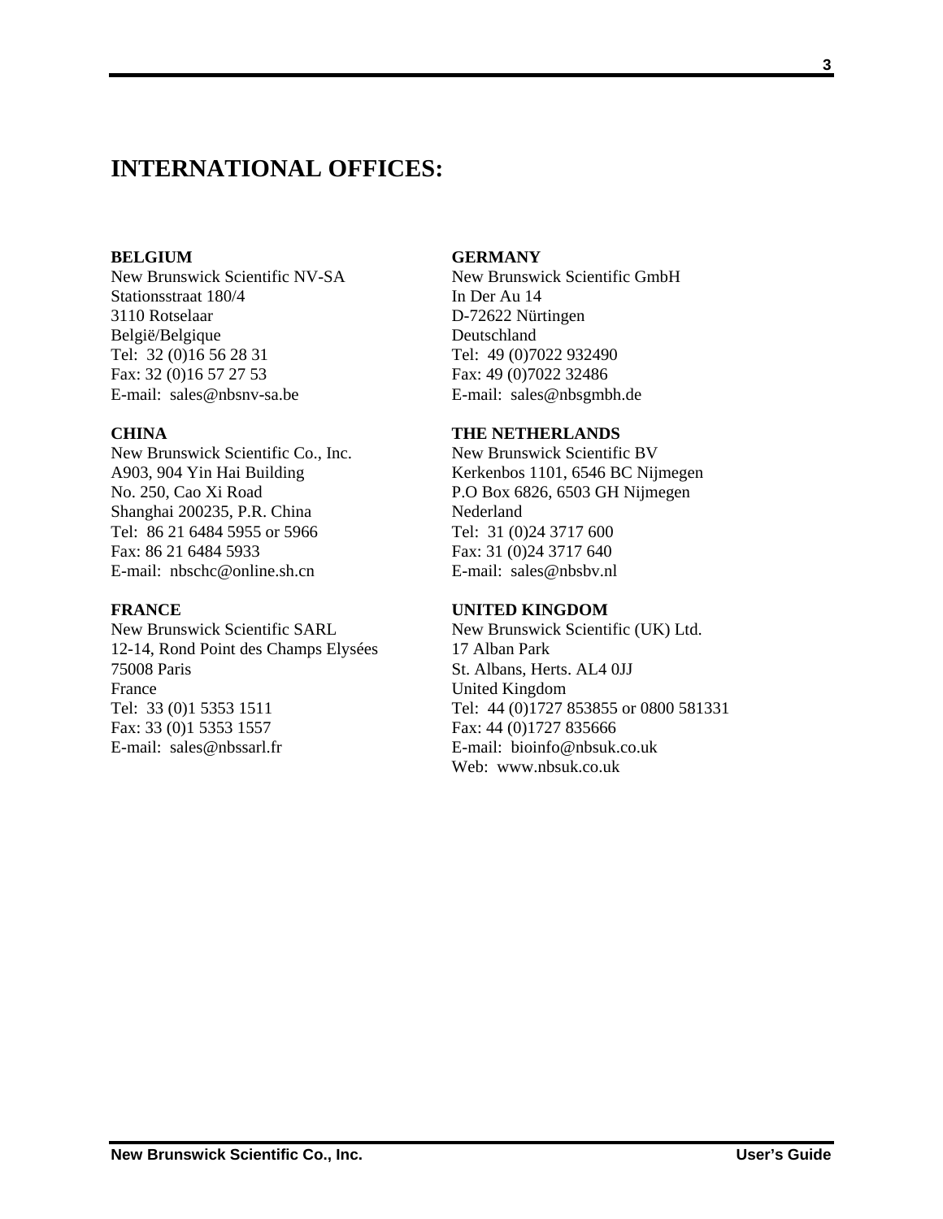# INTERNATIONAL OFFICES:

**BELGIUM**
New Brunswick Scientific NV-SA
Stationsstraat 180/4
3110 Rotselaar
België/Belgique
Tel: 32 (0)16 56 28 31
Fax: 32 (0)16 57 27 53
E-mail: sales@nbsnv-sa.be

**CHINA**
New Brunswick Scientific Co., Inc.
A903, 904 Yin Hai Building
No. 250, Cao Xi Road
Shanghai 200235, P.R. China
Tel: 86 21 6484 5955 or 5966
Fax: 86 21 6484 5933
E-mail: nbschc@online.sh.cn

**FRANCE**
New Brunswick Scientific SARL
12-14, Rond Point des Champs Elysées
75008 Paris
France
Tel: 33 (0)1 5353 1511
Fax: 33 (0)1 5353 1557
E-mail: sales@nbssarl.fr

**GERMANY**
New Brunswick Scientific GmbH
In Der Au 14
D-72622 Nürtingen
Deutschland
Tel: 49 (0)7022 932490
Fax: 49 (0)7022 32486
E-mail: sales@nbsgmbh.de

**THE NETHERLANDS**
New Brunswick Scientific BV
Kerkenbos 1101, 6546 BC Nijmegen
P.O Box 6826, 6503 GH Nijmegen
Nederland
Tel: 31 (0)24 3717 600
Fax: 31 (0)24 3717 640
E-mail: sales@nbsbv.nl

**UNITED KINGDOM**
New Brunswick Scientific (UK) Ltd.
17 Alban Park
St. Albans, Herts. AL4 0JJ
United Kingdom
Tel: 44 (0)1727 853855 or 0800 581331
Fax: 44 (0)1727 835666
E-mail: bioinfo@nbsuk.co.uk
Web: www.nbsuk.co.uk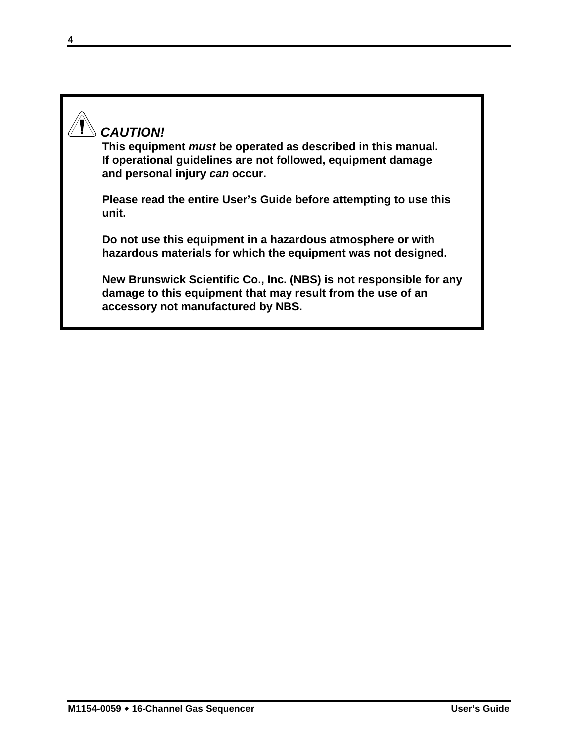**⚠ *CAUTION!***

**This equipment *must* be operated as described in this manual. If operational guidelines are not followed, equipment damage and personal injury *can* occur.**

**Please read the entire User's Guide before attempting to use this unit.**

**Do not use this equipment in a hazardous atmosphere or with hazardous materials for which the equipment was not designed.**

**New Brunswick Scientific Co., Inc. (NBS) is not responsible for any damage to this equipment that may result from the use of an accessory not manufactured by NBS.**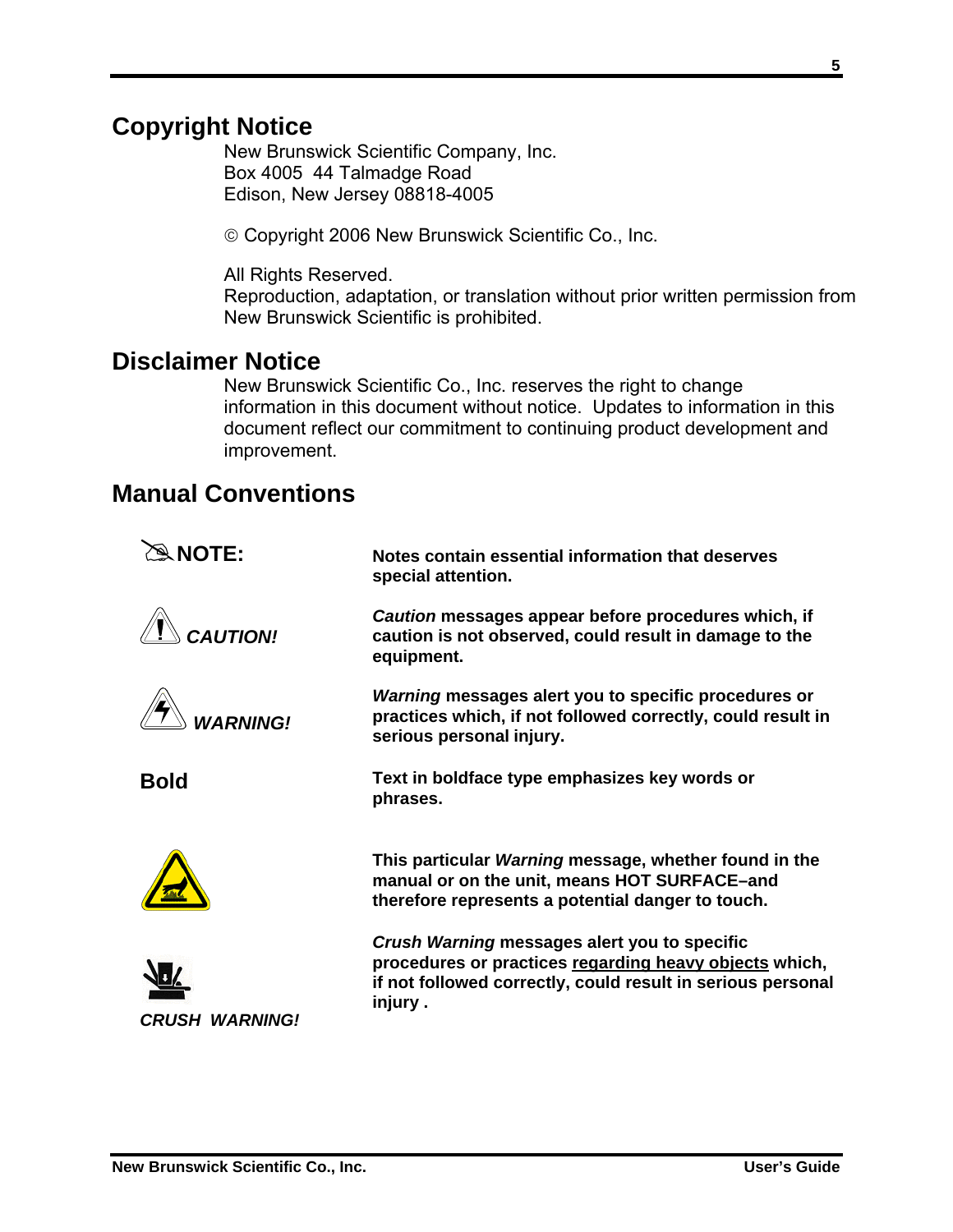## Copyright Notice

New Brunswick Scientific Company, Inc.
Box 4005 44 Talmadge Road
Edison, New Jersey 08818-4005

© Copyright 2006 New Brunswick Scientific Co., Inc.

All Rights Reserved.
Reproduction, adaptation, or translation without prior written permission from New Brunswick Scientific is prohibited.

## Disclaimer Notice

New Brunswick Scientific Co., Inc. reserves the right to change information in this document without notice. Updates to information in this document reflect our commitment to continuing product development and improvement.

## Manual Conventions

| | |
|---|---|
| **NOTE:** | **Notes contain essential information that deserves special attention.** |
| ***CAUTION!*** | ***Caution*** **messages appear before procedures which, if caution is not observed, could result in damage to the equipment.** |
| ***WARNING!*** | ***Warning*** **messages alert you to specific procedures or practices which, if not followed correctly, could result in serious personal injury.** |
| **Bold** | **Text in boldface type emphasizes key words or phrases.** |
| | **This particular** ***Warning*** **message, whether found in the manual or on the unit, means HOT SURFACE–and therefore represents a potential danger to touch.** |
| ***CRUSH WARNING!*** | ***Crush Warning*** **messages alert you to specific procedures or practices regarding heavy objects which, if not followed correctly, could result in serious personal injury .** |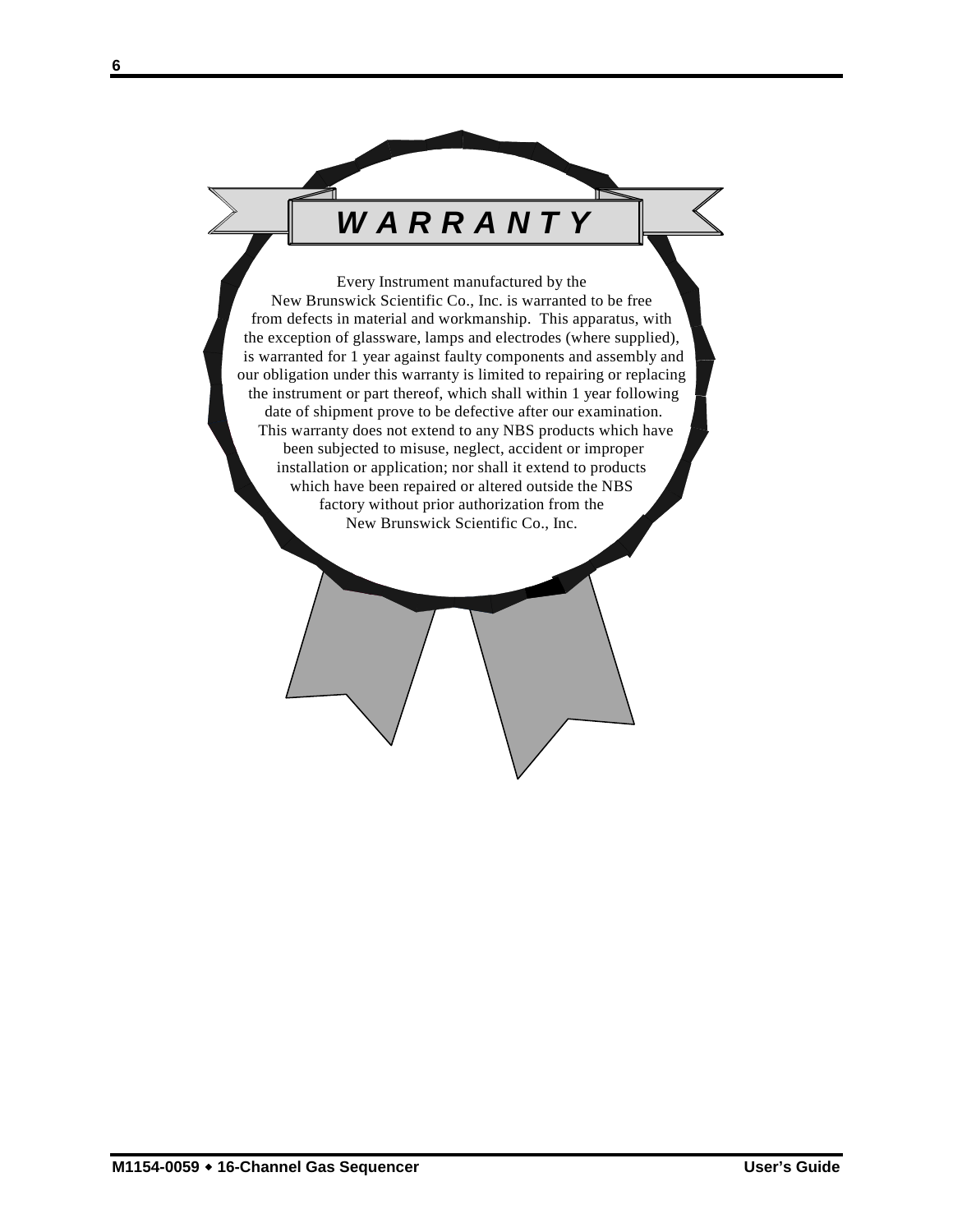# WARRANTY

Every Instrument manufactured by the New Brunswick Scientific Co., Inc. is warranted to be free from defects in material and workmanship. This apparatus, with the exception of glassware, lamps and electrodes (where supplied), is warranted for 1 year against faulty components and assembly and our obligation under this warranty is limited to repairing or replacing the instrument or part thereof, which shall within 1 year following date of shipment prove to be defective after our examination. This warranty does not extend to any NBS products which have been subjected to misuse, neglect, accident or improper installation or application; nor shall it extend to products which have been repaired or altered outside the NBS factory without prior authorization from the New Brunswick Scientific Co., Inc.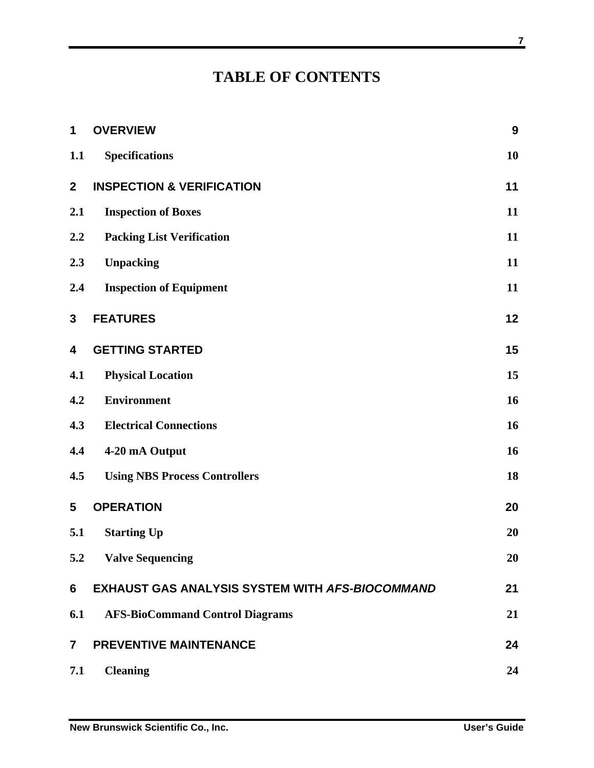# TABLE OF CONTENTS

| | | |
|---|---|---|
| **1** | **OVERVIEW** | **9** |
| **1.1** | **Specifications** | **10** |
| **2** | **INSPECTION & VERIFICATION** | **11** |
| **2.1** | **Inspection of Boxes** | **11** |
| **2.2** | **Packing List Verification** | **11** |
| **2.3** | **Unpacking** | **11** |
| **2.4** | **Inspection of Equipment** | **11** |
| **3** | **FEATURES** | **12** |
| **4** | **GETTING STARTED** | **15** |
| **4.1** | **Physical Location** | **15** |
| **4.2** | **Environment** | **16** |
| **4.3** | **Electrical Connections** | **16** |
| **4.4** | **4-20 mA Output** | **16** |
| **4.5** | **Using NBS Process Controllers** | **18** |
| **5** | **OPERATION** | **20** |
| **5.1** | **Starting Up** | **20** |
| **5.2** | **Valve Sequencing** | **20** |
| **6** | **EXHAUST GAS ANALYSIS SYSTEM WITH *AFS-BIOCOMMAND*** | **21** |
| **6.1** | **AFS-BioCommand Control Diagrams** | **21** |
| **7** | **PREVENTIVE MAINTENANCE** | **24** |
| **7.1** | **Cleaning** | **24** |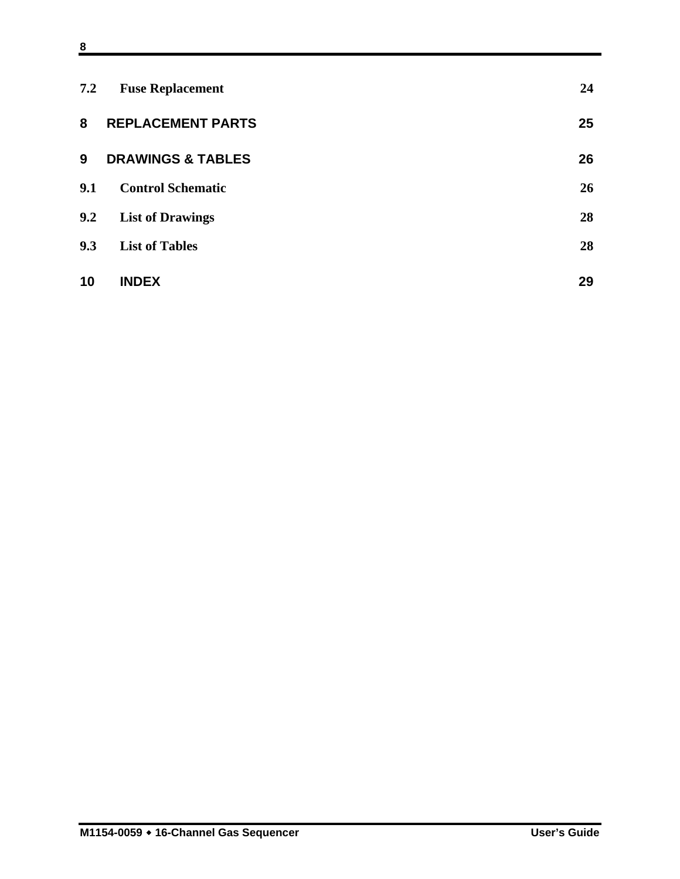**7.2 Fuse Replacement** 24

**8 REPLACEMENT PARTS** 25

**9 DRAWINGS & TABLES** 26

**9.1 Control Schematic** 26

**9.2 List of Drawings** 28

**9.3 List of Tables** 28

**10 INDEX** 29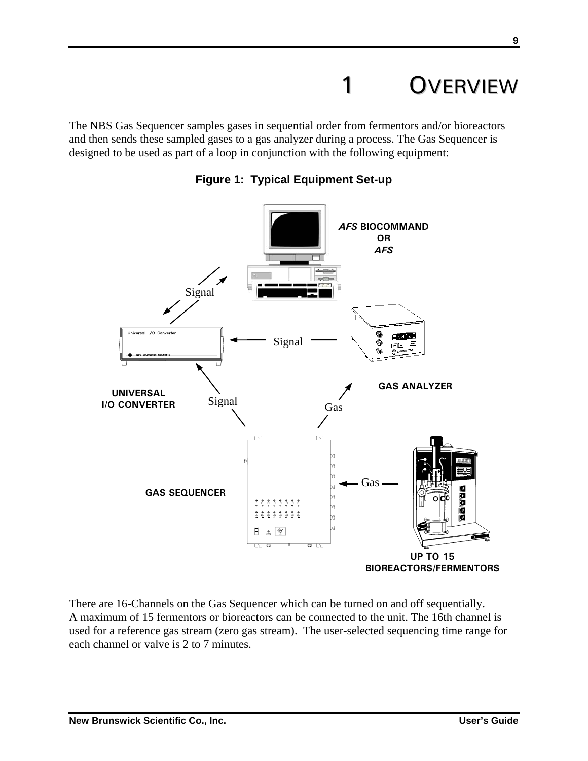# 1 Overview

The NBS Gas Sequencer samples gases in sequential order from fermentors and/or bioreactors and then sends these sampled gases to a gas analyzer during a process. The Gas Sequencer is designed to be used as part of a loop in conjunction with the following equipment:

**Figure 1: Typical Equipment Set-up**

There are 16-Channels on the Gas Sequencer which can be turned on and off sequentially. A maximum of 15 fermentors or bioreactors can be connected to the unit. The 16th channel is used for a reference gas stream (zero gas stream). The user-selected sequencing time range for each channel or valve is 2 to 7 minutes.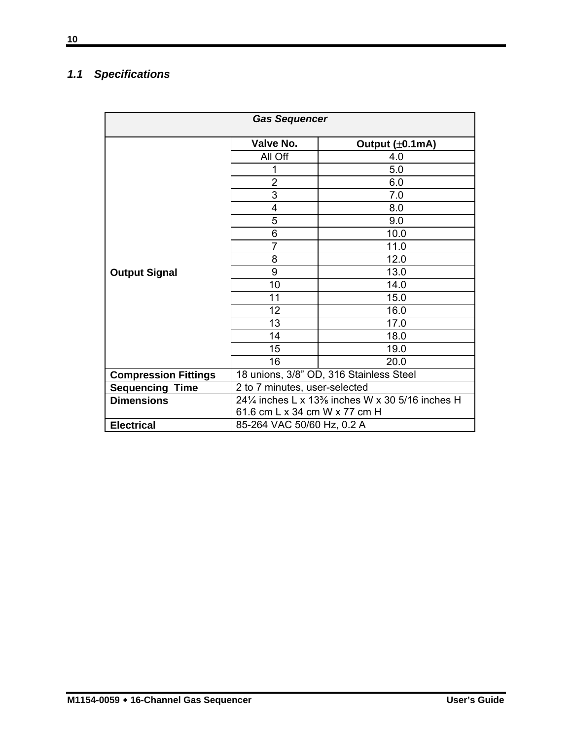### 1.1 Specifications

| *Gas Sequencer* | | |
|---|---|---|
| **Output Signal** | **Valve No.** | **Output (±0.1mA)** |
| | All Off | 4.0 |
| | 1 | 5.0 |
| | 2 | 6.0 |
| | 3 | 7.0 |
| | 4 | 8.0 |
| | 5 | 9.0 |
| | 6 | 10.0 |
| | 7 | 11.0 |
| | 8 | 12.0 |
| | 9 | 13.0 |
| | 10 | 14.0 |
| | 11 | 15.0 |
| | 12 | 16.0 |
| | 13 | 17.0 |
| | 14 | 18.0 |
| | 15 | 19.0 |
| | 16 | 20.0 |
| **Compression Fittings** | 18 unions, 3/8" OD, 316 Stainless Steel | |
| **Sequencing Time** | 2 to 7 minutes, user-selected | |
| **Dimensions** | 24¼ inches L x 13⅜ inches W x 30 5/16 inches H<br>61.6 cm L x 34 cm W x 77 cm H | |
| **Electrical** | 85-264 VAC 50/60 Hz, 0.2 A | |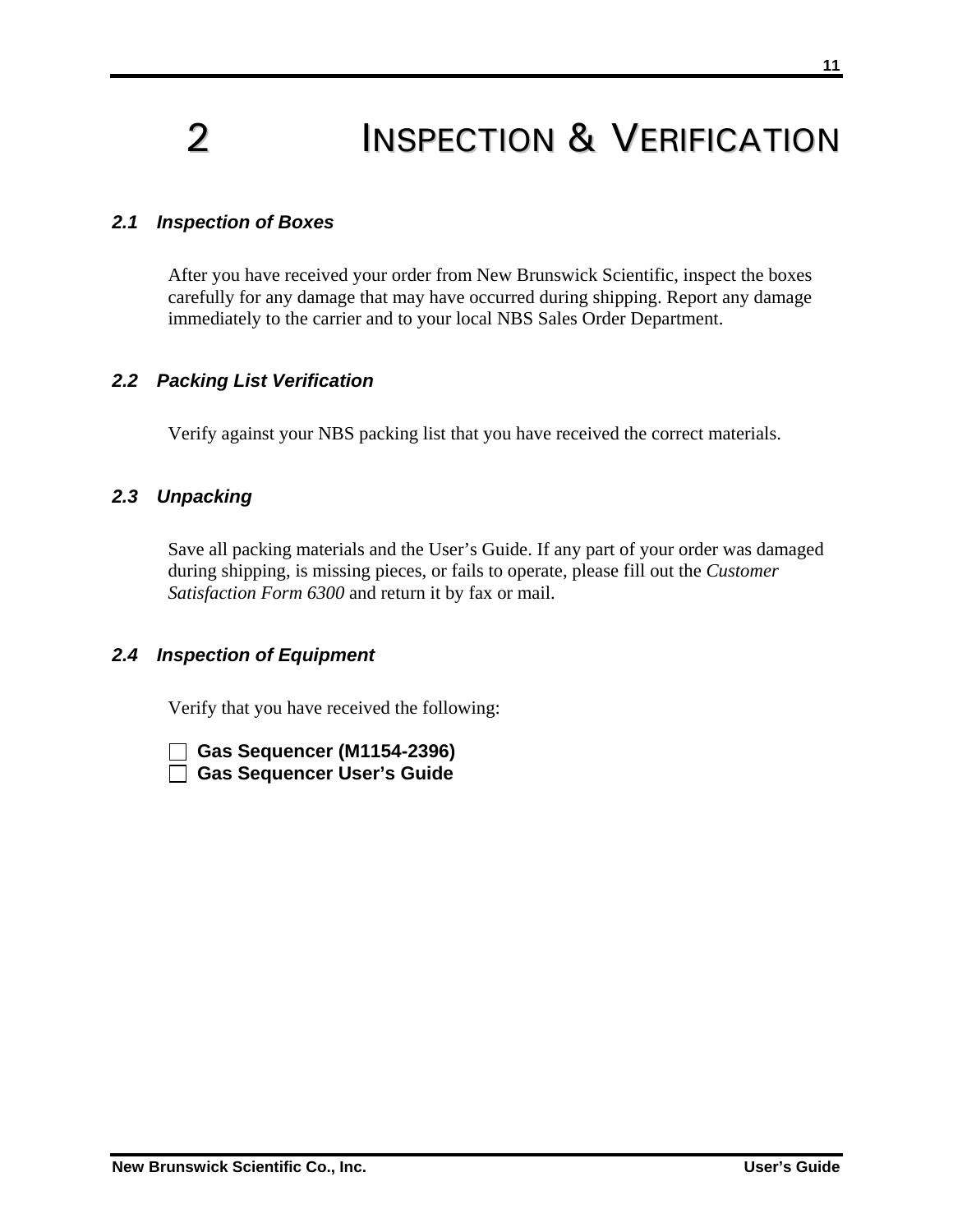# 2 INSPECTION & VERIFICATION

## 2.1 Inspection of Boxes

After you have received your order from New Brunswick Scientific, inspect the boxes carefully for any damage that may have occurred during shipping. Report any damage immediately to the carrier and to your local NBS Sales Order Department.

## 2.2 Packing List Verification

Verify against your NBS packing list that you have received the correct materials.

## 2.3 Unpacking

Save all packing materials and the User's Guide. If any part of your order was damaged during shipping, is missing pieces, or fails to operate, please fill out the *Customer Satisfaction Form 6300* and return it by fax or mail.

## 2.4 Inspection of Equipment

Verify that you have received the following:

- [ ] **Gas Sequencer (M1154-2396)**
- [ ] **Gas Sequencer User's Guide**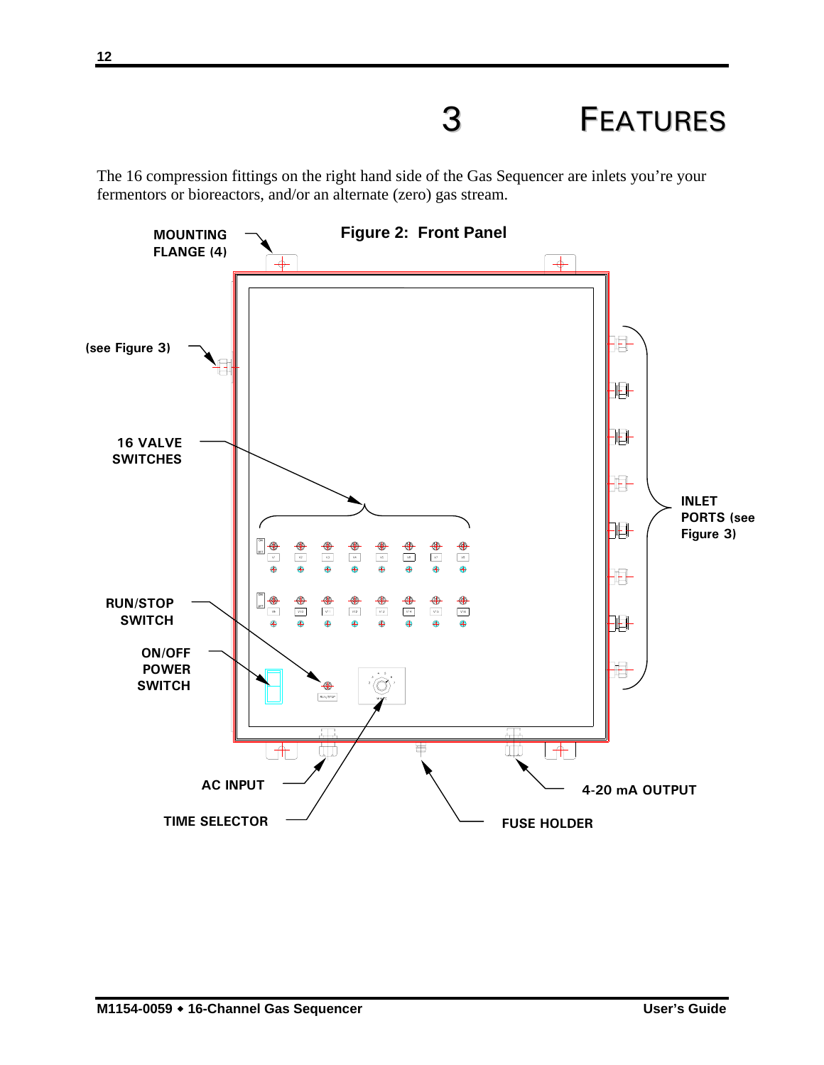# 3 FEATURES

The 16 compression fittings on the right hand side of the Gas Sequencer are inlets you're your fermentors or bioreactors, and/or an alternate (zero) gas stream.

**Figure 2: Front Panel**

MOUNTING FLANGE (4)

(see Figure 3)

16 VALVE SWITCHES

RUN/STOP SWITCH

ON/OFF POWER SWITCH

INLET PORTS (see Figure 3)

AC INPUT

TIME SELECTOR

FUSE HOLDER

4-20 mA OUTPUT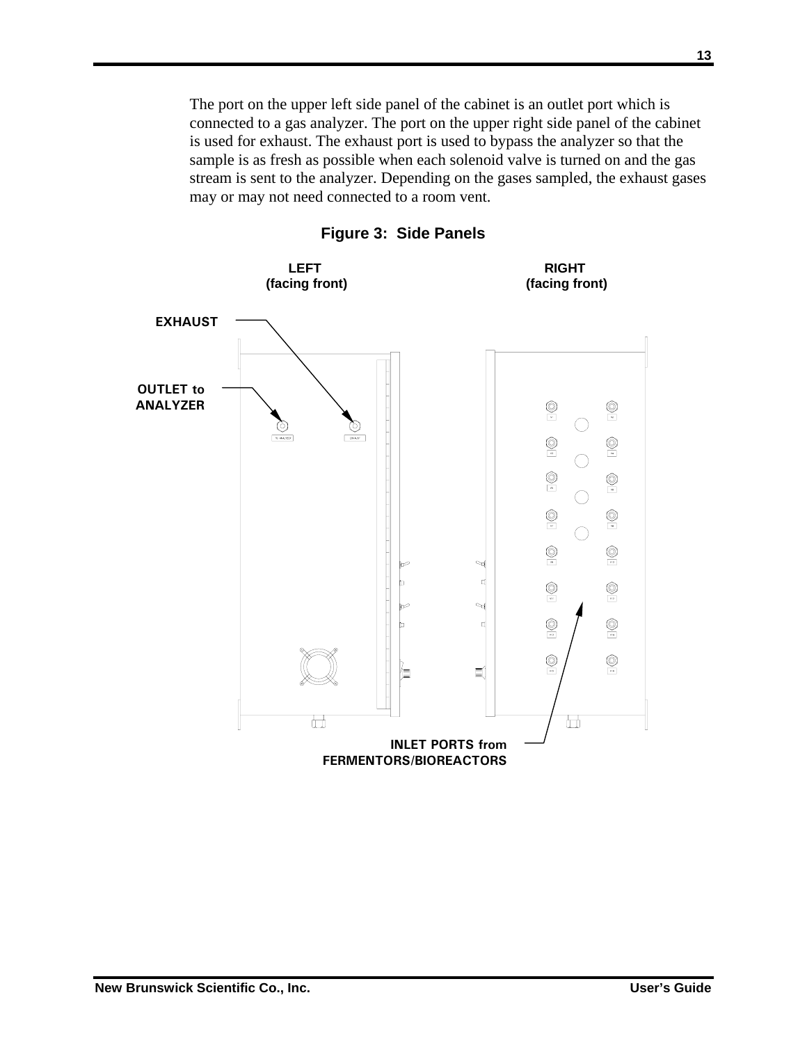The port on the upper left side panel of the cabinet is an outlet port which is connected to a gas analyzer. The port on the upper right side panel of the cabinet is used for exhaust. The exhaust port is used to bypass the analyzer so that the sample is as fresh as possible when each solenoid valve is turned on and the gas stream is sent to the analyzer. Depending on the gases sampled, the exhaust gases may or may not need connected to a room vent.

**Figure 3: Side Panels**

LEFT (facing front)

RIGHT (facing front)

EXHAUST

OUTLET to ANALYZER

INLET PORTS from FERMENTORS/BIOREACTORS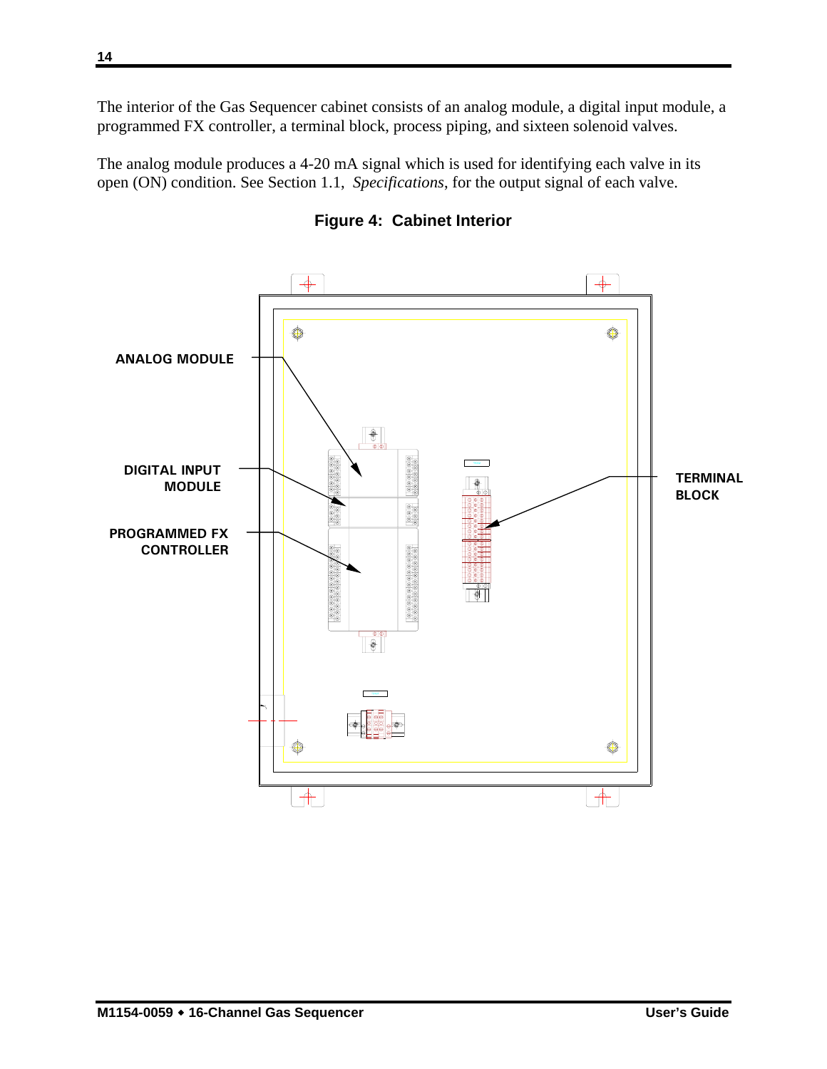The interior of the Gas Sequencer cabinet consists of an analog module, a digital input module, a programmed FX controller, a terminal block, process piping, and sixteen solenoid valves.

The analog module produces a 4-20 mA signal which is used for identifying each valve in its open (ON) condition. See Section 1.1, *Specifications*, for the output signal of each valve.

**Figure 4: Cabinet Interior**

ANALOG MODULE

DIGITAL INPUT MODULE

PROGRAMMED FX CONTROLLER

TERMINAL BLOCK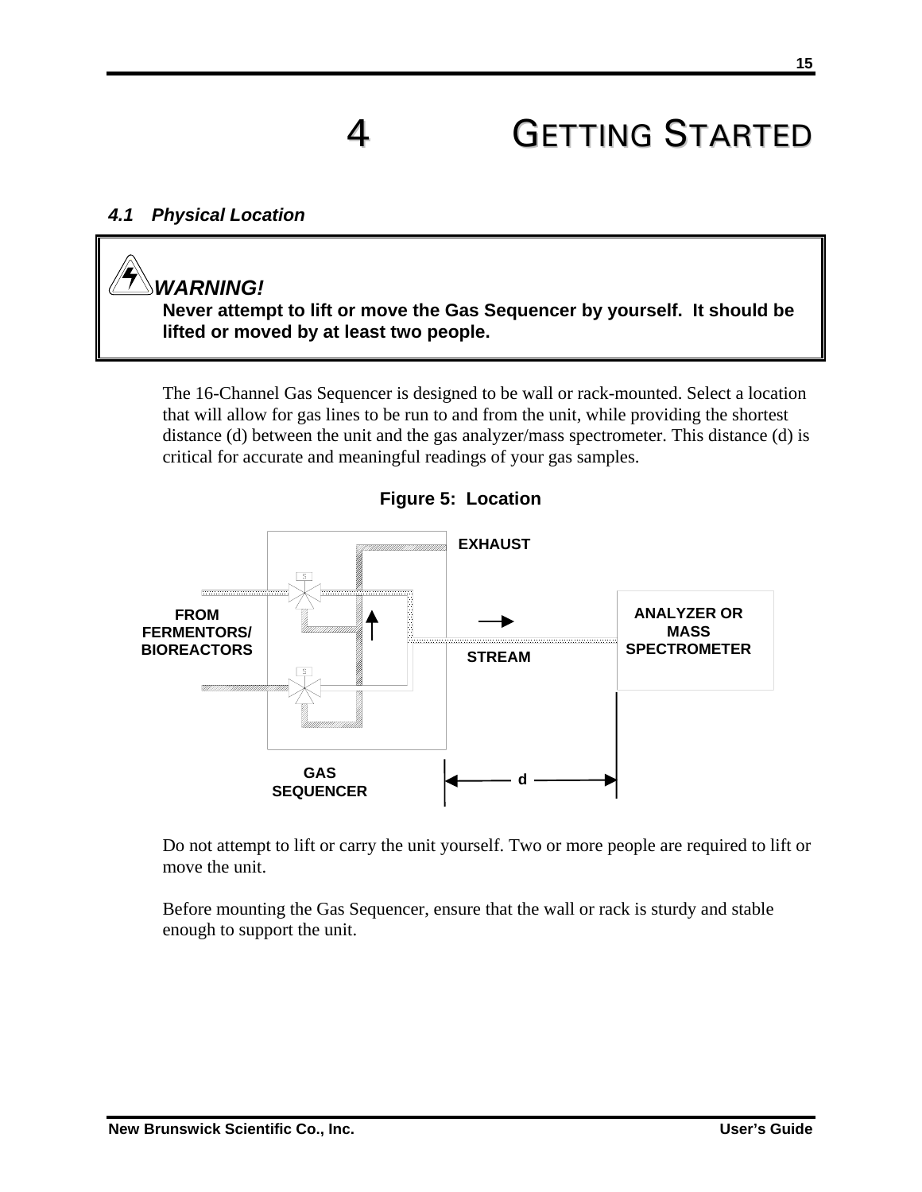# 4 GETTING STARTED

### *4.1 Physical Location*

> ***WARNING!***
> **Never attempt to lift or move the Gas Sequencer by yourself. It should be lifted or moved by at least two people.**

The 16-Channel Gas Sequencer is designed to be wall or rack-mounted. Select a location that will allow for gas lines to be run to and from the unit, while providing the shortest distance (d) between the unit and the gas analyzer/mass spectrometer. This distance (d) is critical for accurate and meaningful readings of your gas samples.

**Figure 5: Location**

EXHAUST

FROM FERMENTORS/ BIOREACTORS

STREAM

ANALYZER OR MASS SPECTROMETER

GAS SEQUENCER

d

Do not attempt to lift or carry the unit yourself. Two or more people are required to lift or move the unit.

Before mounting the Gas Sequencer, ensure that the wall or rack is sturdy and stable enough to support the unit.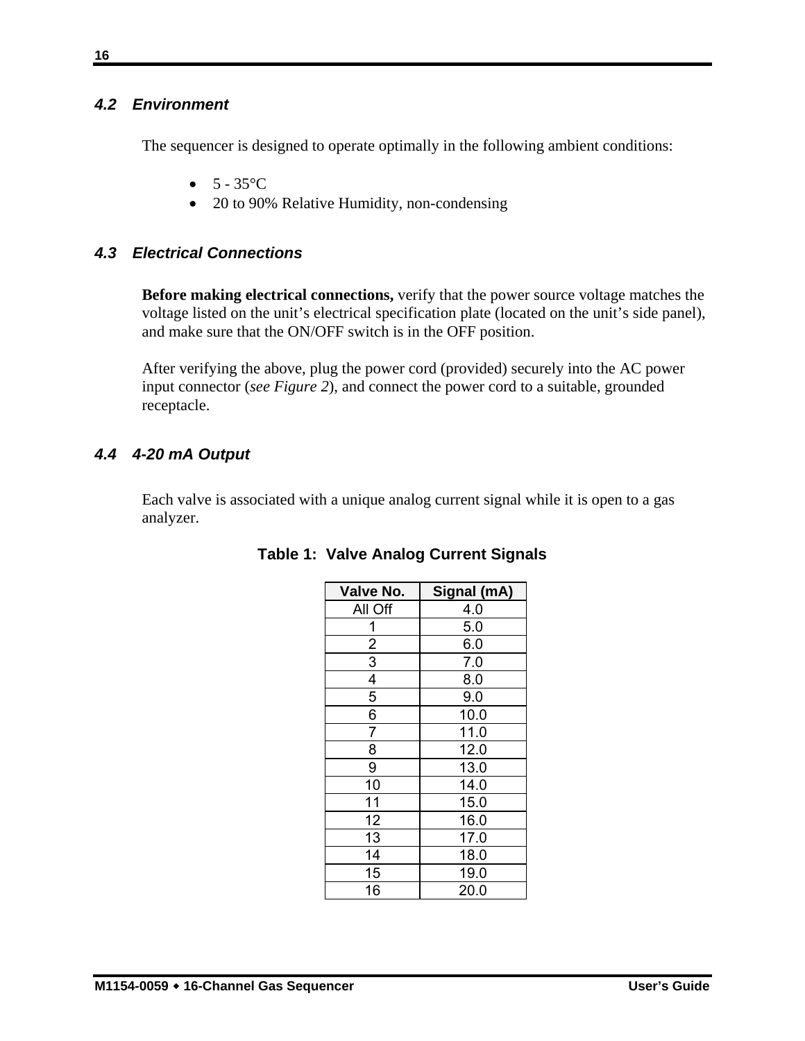### 4.2 Environment

The sequencer is designed to operate optimally in the following ambient conditions:

- 5 - 35°C
- 20 to 90% Relative Humidity, non-condensing

### 4.3 Electrical Connections

**Before making electrical connections,** verify that the power source voltage matches the voltage listed on the unit's electrical specification plate (located on the unit's side panel), and make sure that the ON/OFF switch is in the OFF position.

After verifying the above, plug the power cord (provided) securely into the AC power input connector (*see Figure 2*), and connect the power cord to a suitable, grounded receptacle.

### 4.4 4-20 mA Output

Each valve is associated with a unique analog current signal while it is open to a gas analyzer.

**Table 1: Valve Analog Current Signals**

| Valve No. | Signal (mA) |
|---|---|
| All Off | 4.0 |
| 1 | 5.0 |
| 2 | 6.0 |
| 3 | 7.0 |
| 4 | 8.0 |
| 5 | 9.0 |
| 6 | 10.0 |
| 7 | 11.0 |
| 8 | 12.0 |
| 9 | 13.0 |
| 10 | 14.0 |
| 11 | 15.0 |
| 12 | 16.0 |
| 13 | 17.0 |
| 14 | 18.0 |
| 15 | 19.0 |
| 16 | 20.0 |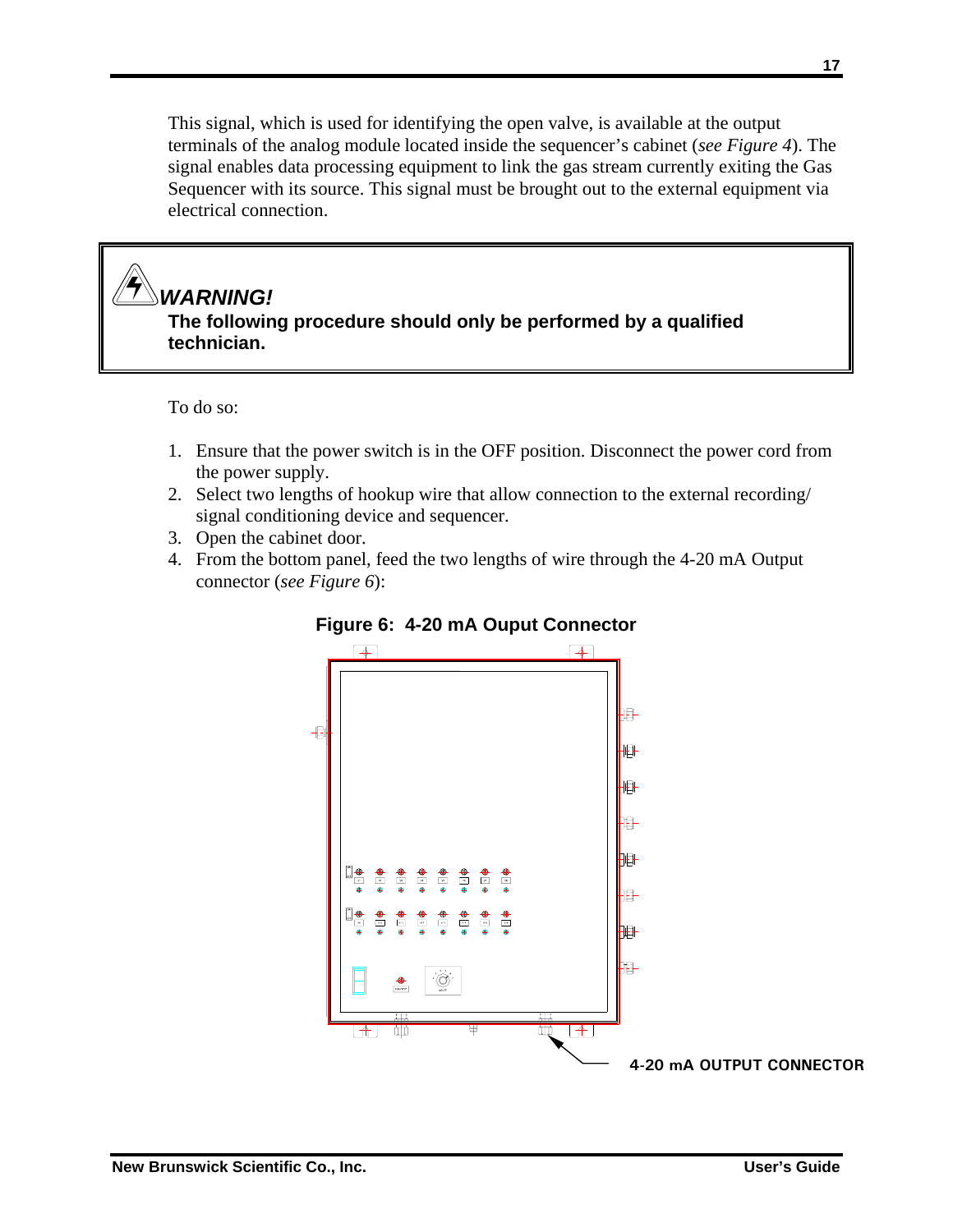This signal, which is used for identifying the open valve, is available at the output terminals of the analog module located inside the sequencer's cabinet (*see Figure 4*). The signal enables data processing equipment to link the gas stream currently exiting the Gas Sequencer with its source. This signal must be brought out to the external equipment via electrical connection.

> ***WARNING!***
> **The following procedure should only be performed by a qualified technician.**

To do so:

1. Ensure that the power switch is in the OFF position. Disconnect the power cord from the power supply.
2. Select two lengths of hookup wire that allow connection to the external recording/ signal conditioning device and sequencer.
3. Open the cabinet door.
4. From the bottom panel, feed the two lengths of wire through the 4-20 mA Output connector (*see Figure 6*):

**Figure 6: 4-20 mA Ouput Connector**

**4-20 mA OUTPUT CONNECTOR**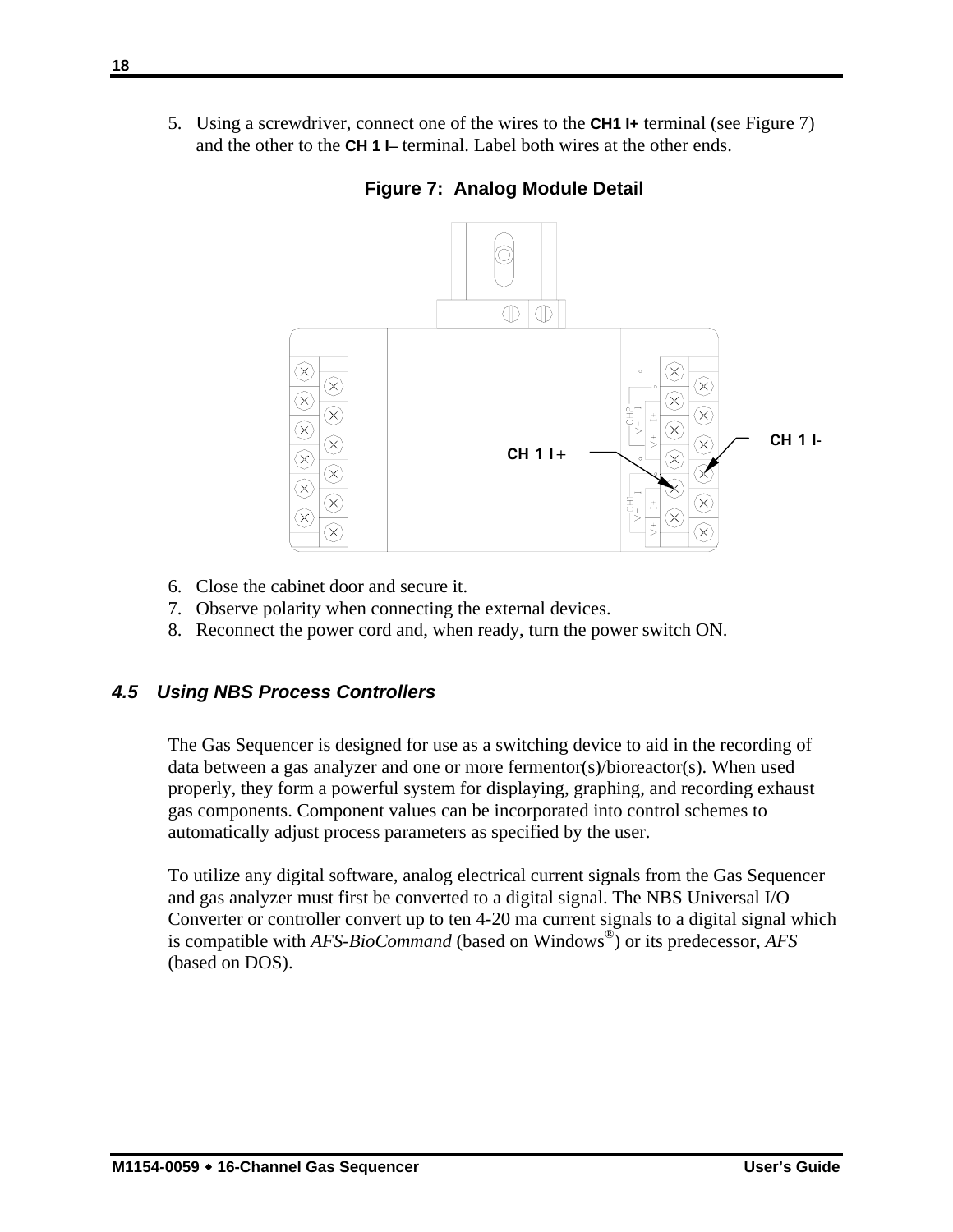5. Using a screwdriver, connect one of the wires to the **CH1 I+** terminal (see Figure 7) and the other to the **CH 1 I–** terminal. Label both wires at the other ends.

**Figure 7: Analog Module Detail**

6. Close the cabinet door and secure it.
7. Observe polarity when connecting the external devices.
8. Reconnect the power cord and, when ready, turn the power switch ON.

### *4.5 Using NBS Process Controllers*

The Gas Sequencer is designed for use as a switching device to aid in the recording of data between a gas analyzer and one or more fermentor(s)/bioreactor(s). When used properly, they form a powerful system for displaying, graphing, and recording exhaust gas components. Component values can be incorporated into control schemes to automatically adjust process parameters as specified by the user.

To utilize any digital software, analog electrical current signals from the Gas Sequencer and gas analyzer must first be converted to a digital signal. The NBS Universal I/O Converter or controller convert up to ten 4-20 ma current signals to a digital signal which is compatible with *AFS-BioCommand* (based on Windows®) or its predecessor, *AFS* (based on DOS).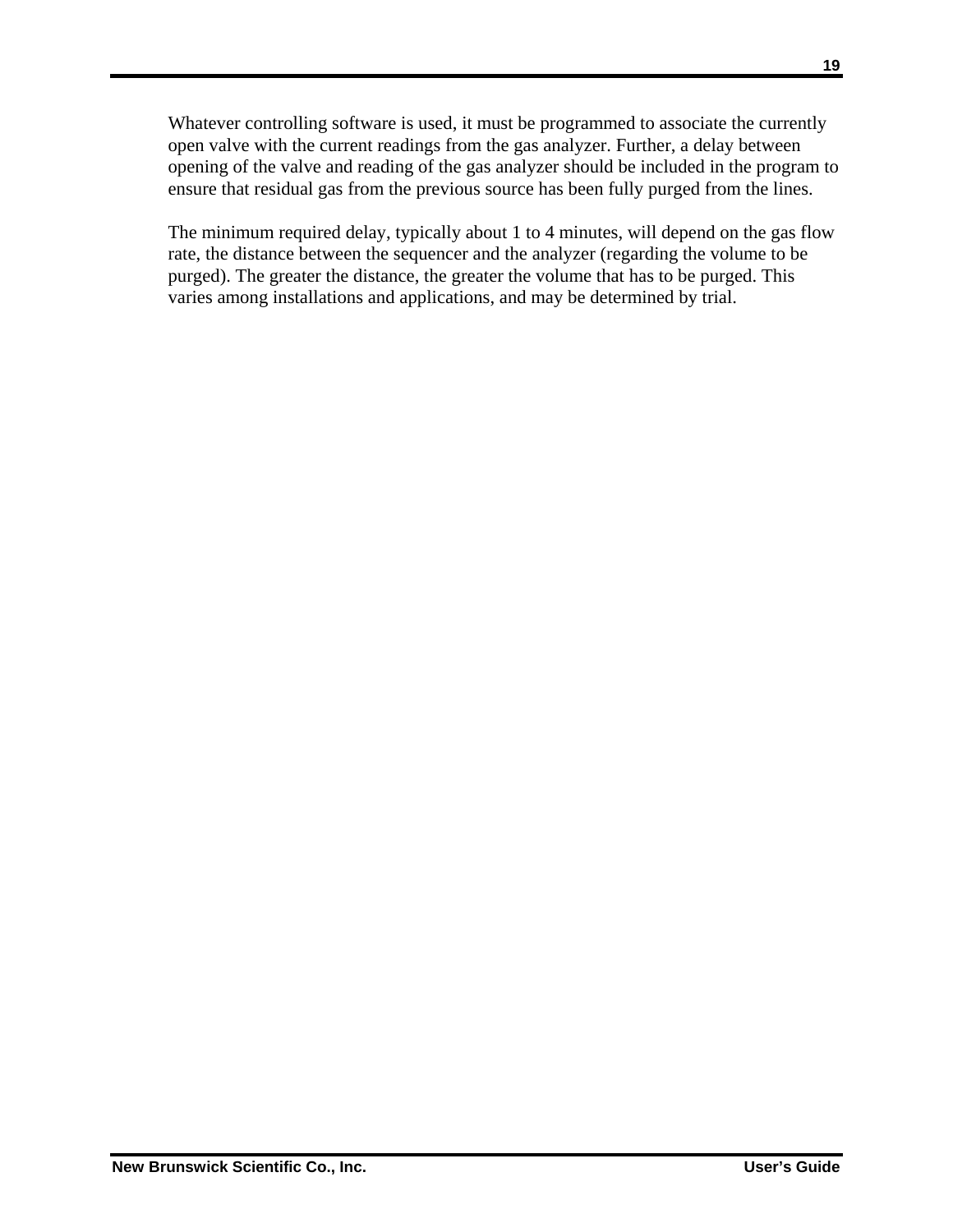Whatever controlling software is used, it must be programmed to associate the currently open valve with the current readings from the gas analyzer. Further, a delay between opening of the valve and reading of the gas analyzer should be included in the program to ensure that residual gas from the previous source has been fully purged from the lines.

The minimum required delay, typically about 1 to 4 minutes, will depend on the gas flow rate, the distance between the sequencer and the analyzer (regarding the volume to be purged). The greater the distance, the greater the volume that has to be purged. This varies among installations and applications, and may be determined by trial.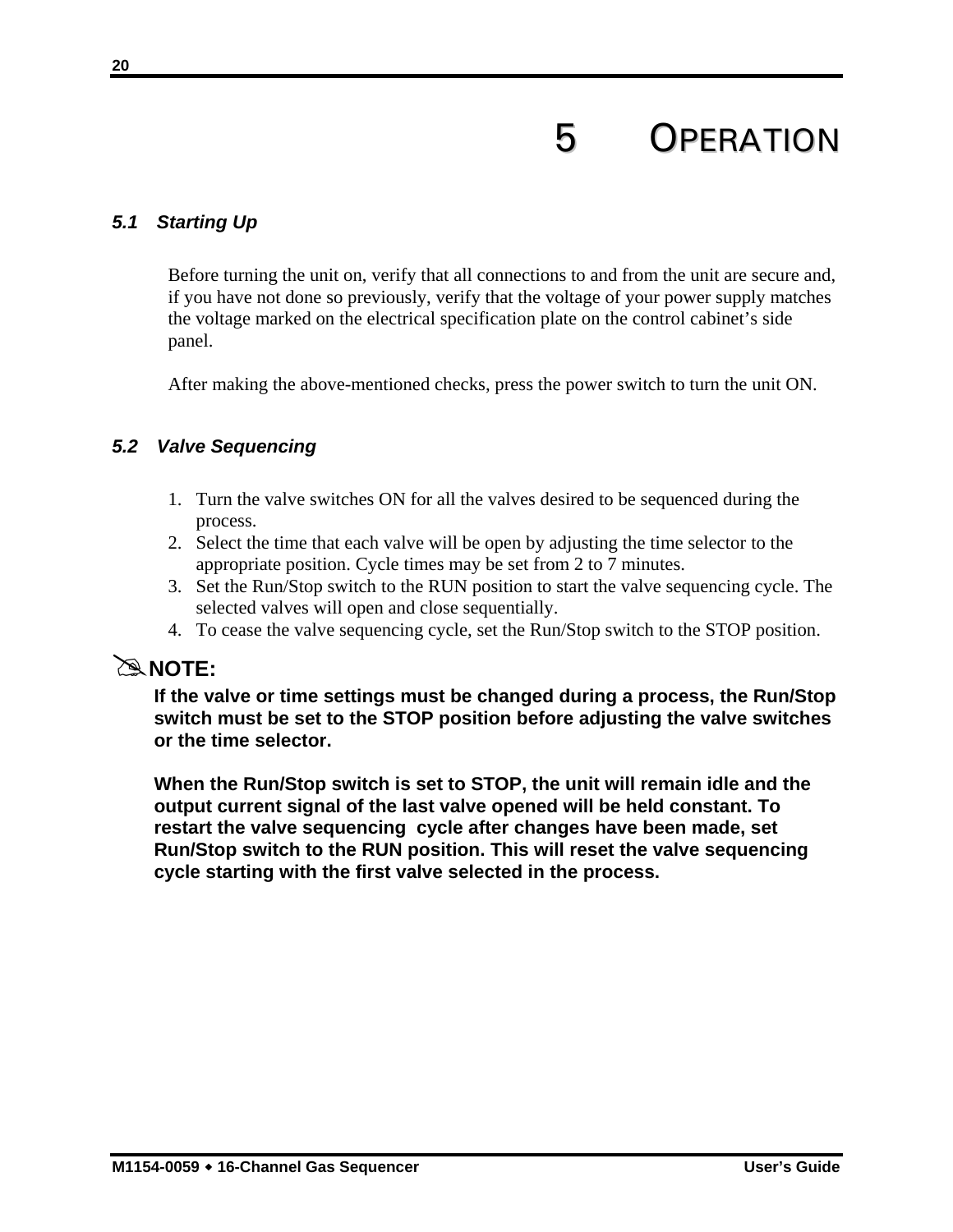# 5 OPERATION

## 5.1 Starting Up

Before turning the unit on, verify that all connections to and from the unit are secure and, if you have not done so previously, verify that the voltage of your power supply matches the voltage marked on the electrical specification plate on the control cabinet's side panel.

After making the above-mentioned checks, press the power switch to turn the unit ON.

## 5.2 Valve Sequencing

1. Turn the valve switches ON for all the valves desired to be sequenced during the process.
2. Select the time that each valve will be open by adjusting the time selector to the appropriate position. Cycle times may be set from 2 to 7 minutes.
3. Set the Run/Stop switch to the RUN position to start the valve sequencing cycle. The selected valves will open and close sequentially.
4. To cease the valve sequencing cycle, set the Run/Stop switch to the STOP position.

✍**NOTE:**

**If the valve or time settings must be changed during a process, the Run/Stop switch must be set to the STOP position before adjusting the valve switches or the time selector.**

**When the Run/Stop switch is set to STOP, the unit will remain idle and the output current signal of the last valve opened will be held constant. To restart the valve sequencing cycle after changes have been made, set Run/Stop switch to the RUN position. This will reset the valve sequencing cycle starting with the first valve selected in the process.**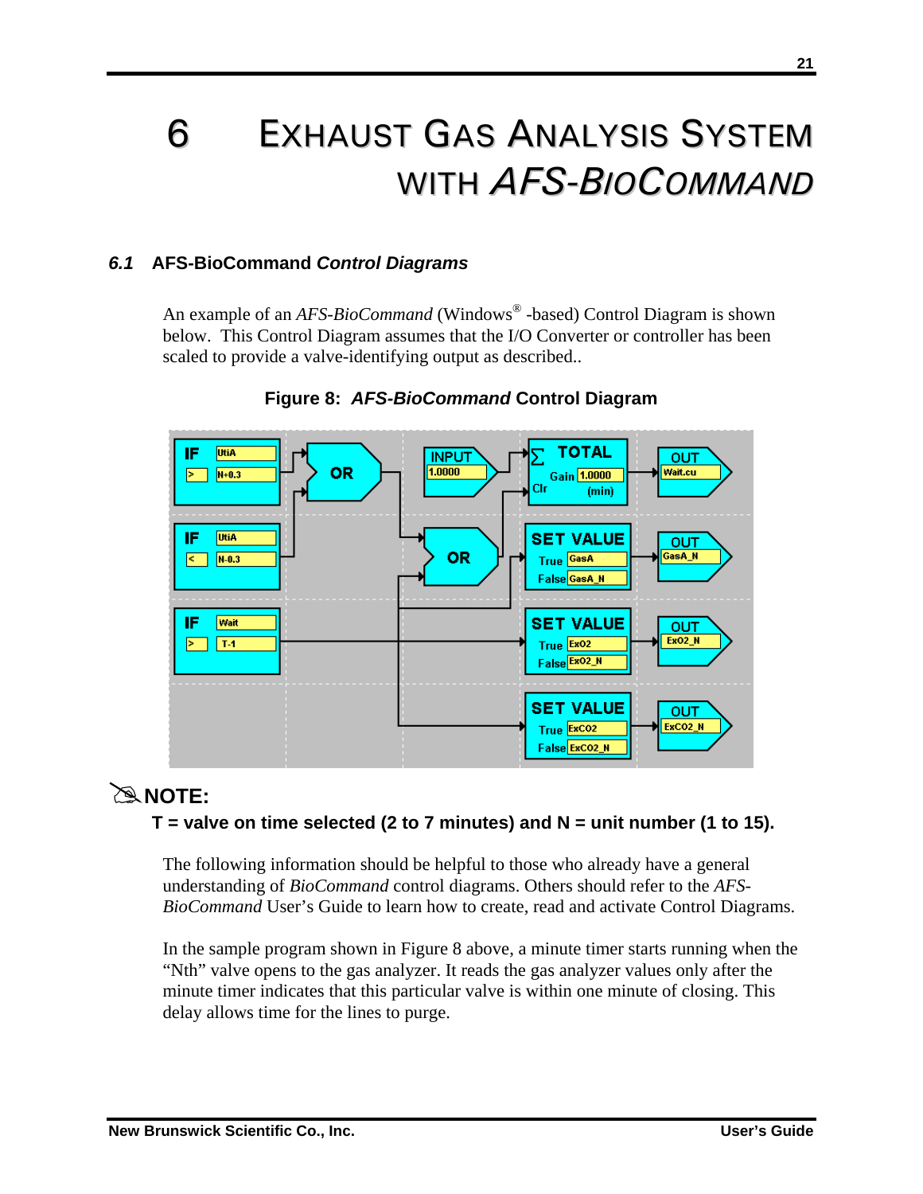# 6 EXHAUST GAS ANALYSIS SYSTEM WITH *AFS-BIOCOMMAND*

## *6.1* AFS-BioCommand *Control Diagrams*

An example of an *AFS-BioCommand* (Windows® -based) Control Diagram is shown below. This Control Diagram assumes that the I/O Converter or controller has been scaled to provide a valve-identifying output as described..

**Figure 8: *AFS-BioCommand* Control Diagram**

✍ **NOTE:**

**T = valve on time selected (2 to 7 minutes) and N = unit number (1 to 15).**

The following information should be helpful to those who already have a general understanding of *BioCommand* control diagrams. Others should refer to the *AFS-BioCommand* User's Guide to learn how to create, read and activate Control Diagrams.

In the sample program shown in Figure 8 above, a minute timer starts running when the "Nth" valve opens to the gas analyzer. It reads the gas analyzer values only after the minute timer indicates that this particular valve is within one minute of closing. This delay allows time for the lines to purge.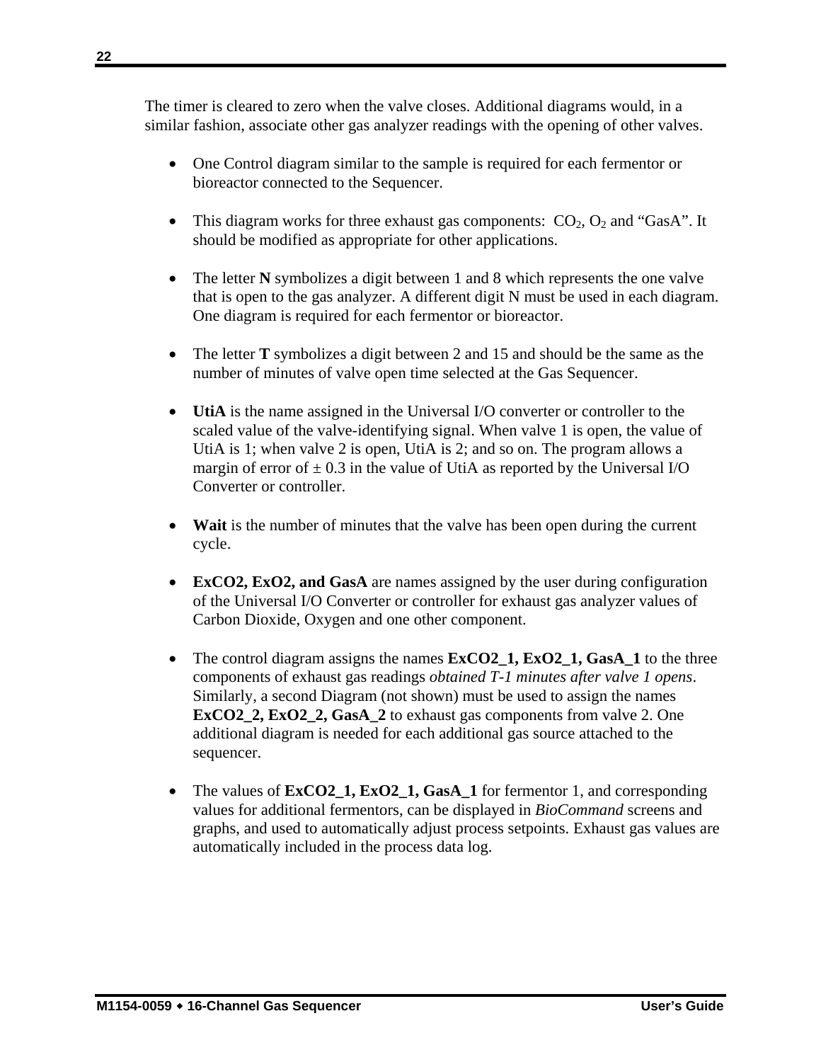The timer is cleared to zero when the valve closes. Additional diagrams would, in a similar fashion, associate other gas analyzer readings with the opening of other valves.

- One Control diagram similar to the sample is required for each fermentor or bioreactor connected to the Sequencer.

- This diagram works for three exhaust gas components: $CO_2$, $O_2$ and "GasA". It should be modified as appropriate for other applications.

- The letter **N** symbolizes a digit between 1 and 8 which represents the one valve that is open to the gas analyzer. A different digit N must be used in each diagram. One diagram is required for each fermentor or bioreactor.

- The letter **T** symbolizes a digit between 2 and 15 and should be the same as the number of minutes of valve open time selected at the Gas Sequencer.

- **UtiA** is the name assigned in the Universal I/O converter or controller to the scaled value of the valve-identifying signal. When valve 1 is open, the value of UtiA is 1; when valve 2 is open, UtiA is 2; and so on. The program allows a margin of error of $\pm$ 0.3 in the value of UtiA as reported by the Universal I/O Converter or controller.

- **Wait** is the number of minutes that the valve has been open during the current cycle.

- **ExCO2, ExO2, and GasA** are names assigned by the user during configuration of the Universal I/O Converter or controller for exhaust gas analyzer values of Carbon Dioxide, Oxygen and one other component.

- The control diagram assigns the names **ExCO2_1, ExO2_1, GasA_1** to the three components of exhaust gas readings *obtained T-1 minutes after valve 1 opens*. Similarly, a second Diagram (not shown) must be used to assign the names **ExCO2_2, ExO2_2, GasA_2** to exhaust gas components from valve 2. One additional diagram is needed for each additional gas source attached to the sequencer.

- The values of **ExCO2_1, ExO2_1, GasA_1** for fermentor 1, and corresponding values for additional fermentors, can be displayed in *BioCommand* screens and graphs, and used to automatically adjust process setpoints. Exhaust gas values are automatically included in the process data log.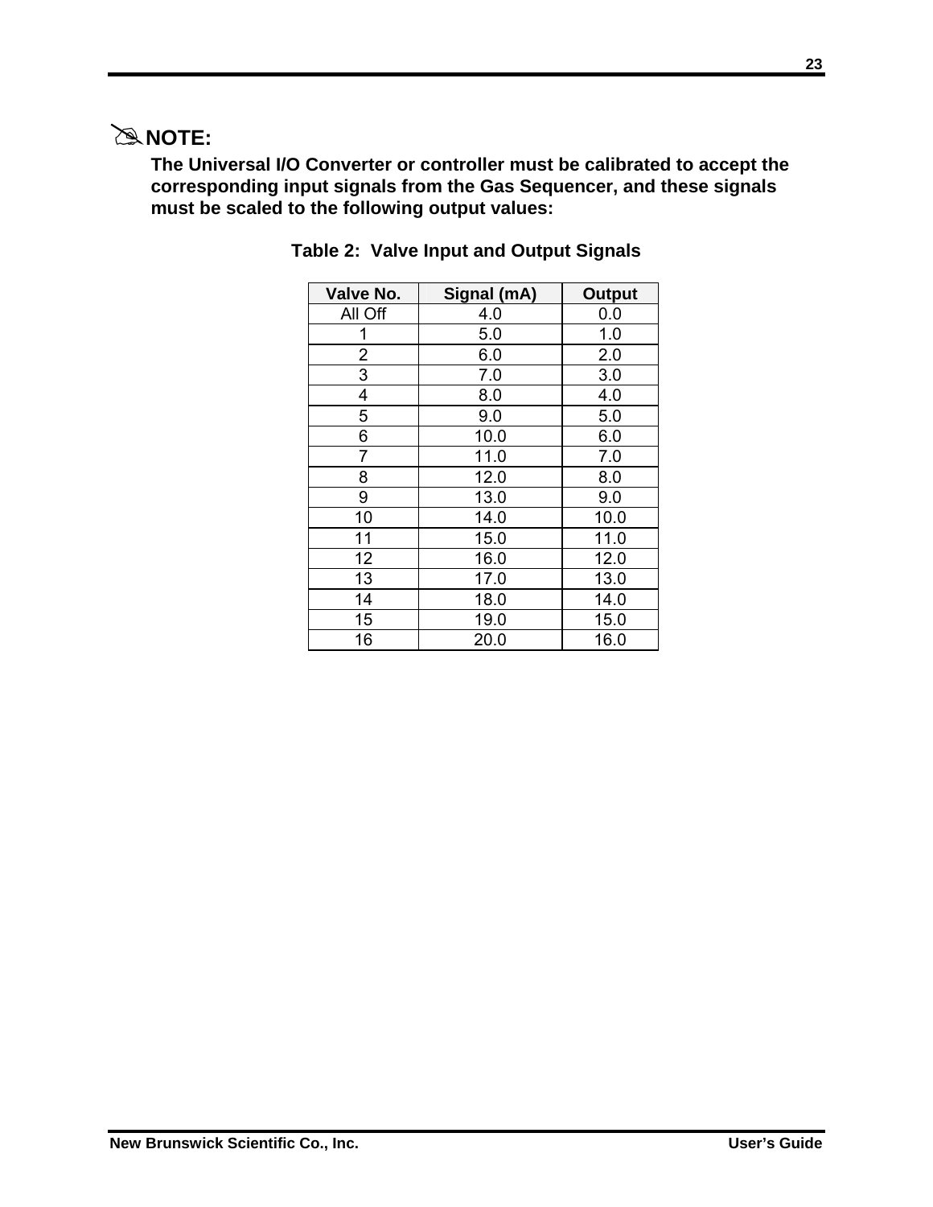**NOTE:**

**The Universal I/O Converter or controller must be calibrated to accept the corresponding input signals from the Gas Sequencer, and these signals must be scaled to the following output values:**

**Table 2: Valve Input and Output Signals**

| Valve No. | Signal (mA) | Output |
|---|---|---|
| All Off | 4.0 | 0.0 |
| 1 | 5.0 | 1.0 |
| 2 | 6.0 | 2.0 |
| 3 | 7.0 | 3.0 |
| 4 | 8.0 | 4.0 |
| 5 | 9.0 | 5.0 |
| 6 | 10.0 | 6.0 |
| 7 | 11.0 | 7.0 |
| 8 | 12.0 | 8.0 |
| 9 | 13.0 | 9.0 |
| 10 | 14.0 | 10.0 |
| 11 | 15.0 | 11.0 |
| 12 | 16.0 | 12.0 |
| 13 | 17.0 | 13.0 |
| 14 | 18.0 | 14.0 |
| 15 | 19.0 | 15.0 |
| 16 | 20.0 | 16.0 |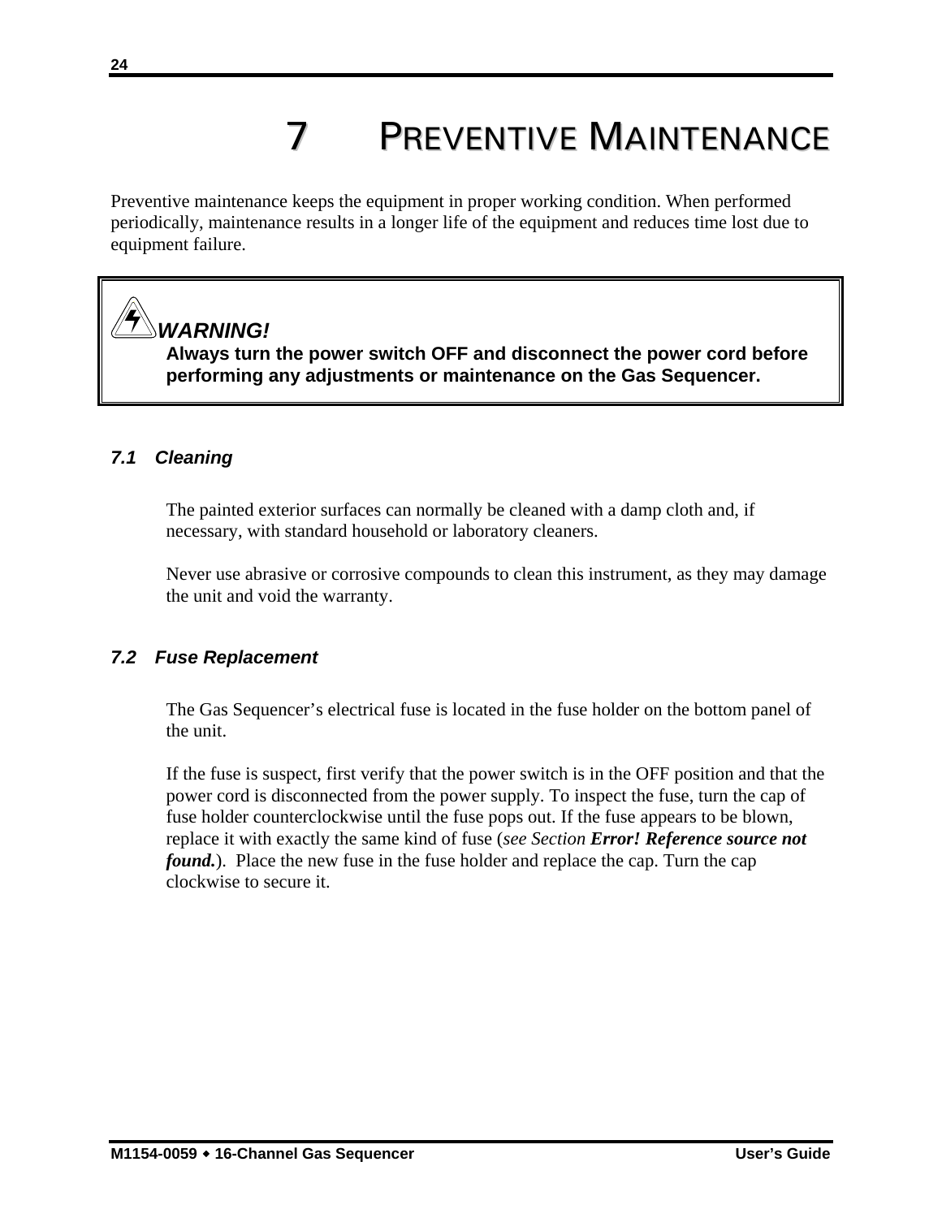# 7 PREVENTIVE MAINTENANCE

Preventive maintenance keeps the equipment in proper working condition. When performed periodically, maintenance results in a longer life of the equipment and reduces time lost due to equipment failure.

> ***WARNING!***
> **Always turn the power switch OFF and disconnect the power cord before performing any adjustments or maintenance on the Gas Sequencer.**

### *7.1 Cleaning*

The painted exterior surfaces can normally be cleaned with a damp cloth and, if necessary, with standard household or laboratory cleaners.

Never use abrasive or corrosive compounds to clean this instrument, as they may damage the unit and void the warranty.

### *7.2 Fuse Replacement*

The Gas Sequencer's electrical fuse is located in the fuse holder on the bottom panel of the unit.

If the fuse is suspect, first verify that the power switch is in the OFF position and that the power cord is disconnected from the power supply. To inspect the fuse, turn the cap of fuse holder counterclockwise until the fuse pops out. If the fuse appears to be blown, replace it with exactly the same kind of fuse (*see Section **Error! Reference source not found.***). Place the new fuse in the fuse holder and replace the cap. Turn the cap clockwise to secure it.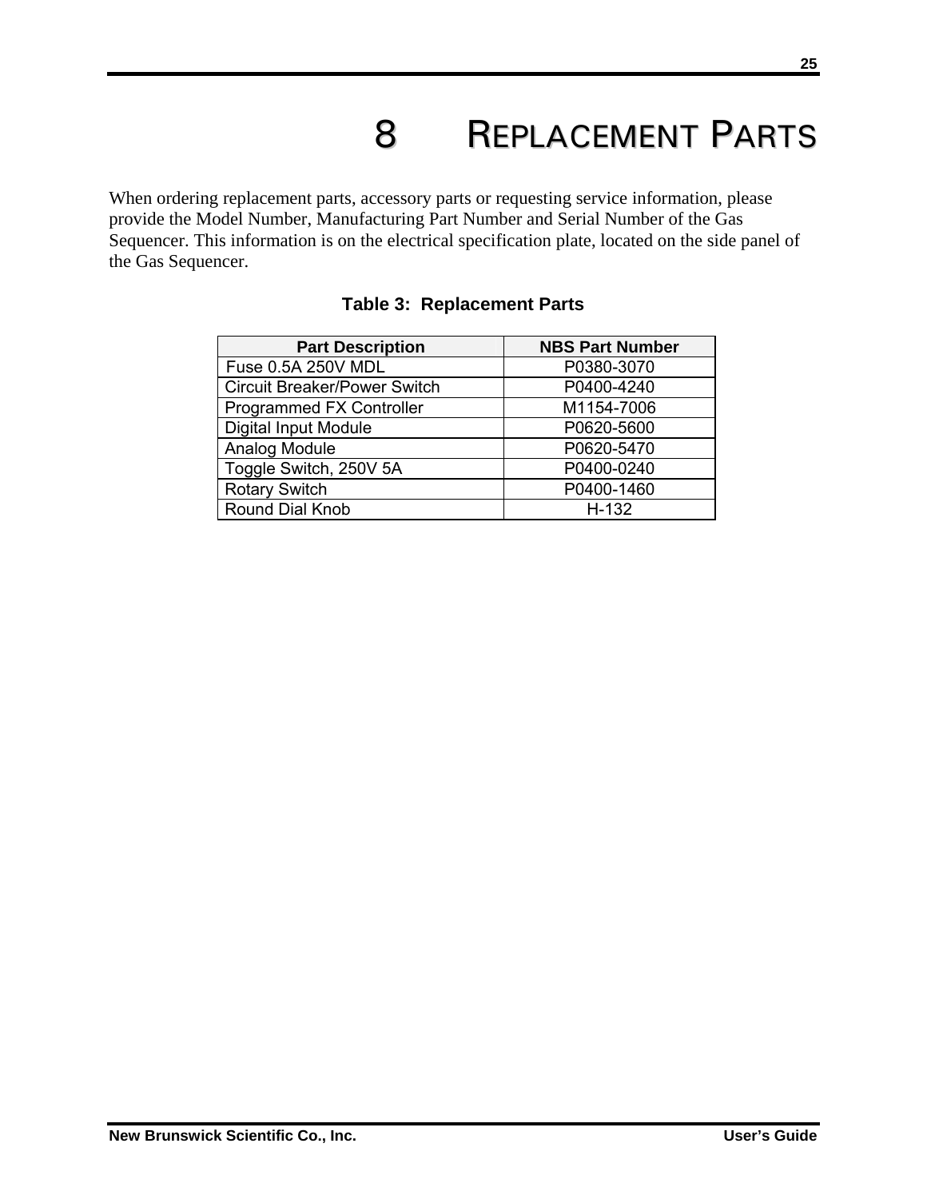# 8 REPLACEMENT PARTS

When ordering replacement parts, accessory parts or requesting service information, please provide the Model Number, Manufacturing Part Number and Serial Number of the Gas Sequencer. This information is on the electrical specification plate, located on the side panel of the Gas Sequencer.

**Table 3: Replacement Parts**

| Part Description | NBS Part Number |
|---|---|
| Fuse 0.5A 250V MDL | P0380-3070 |
| Circuit Breaker/Power Switch | P0400-4240 |
| Programmed FX Controller | M1154-7006 |
| Digital Input Module | P0620-5600 |
| Analog Module | P0620-5470 |
| Toggle Switch, 250V 5A | P0400-0240 |
| Rotary Switch | P0400-1460 |
| Round Dial Knob | H-132 |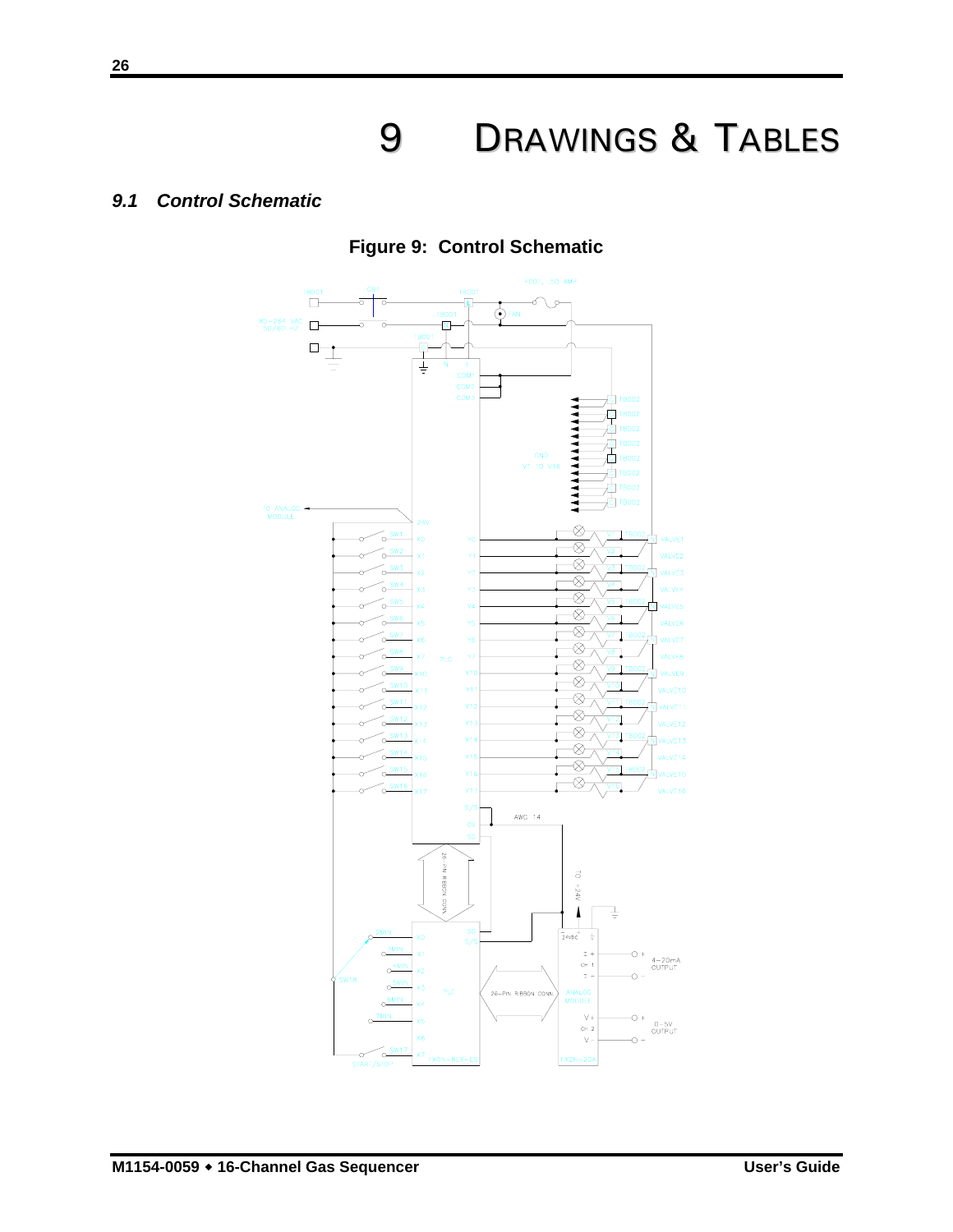# 9 DRAWINGS & TABLES

## 9.1 Control Schematic

**Figure 9: Control Schematic**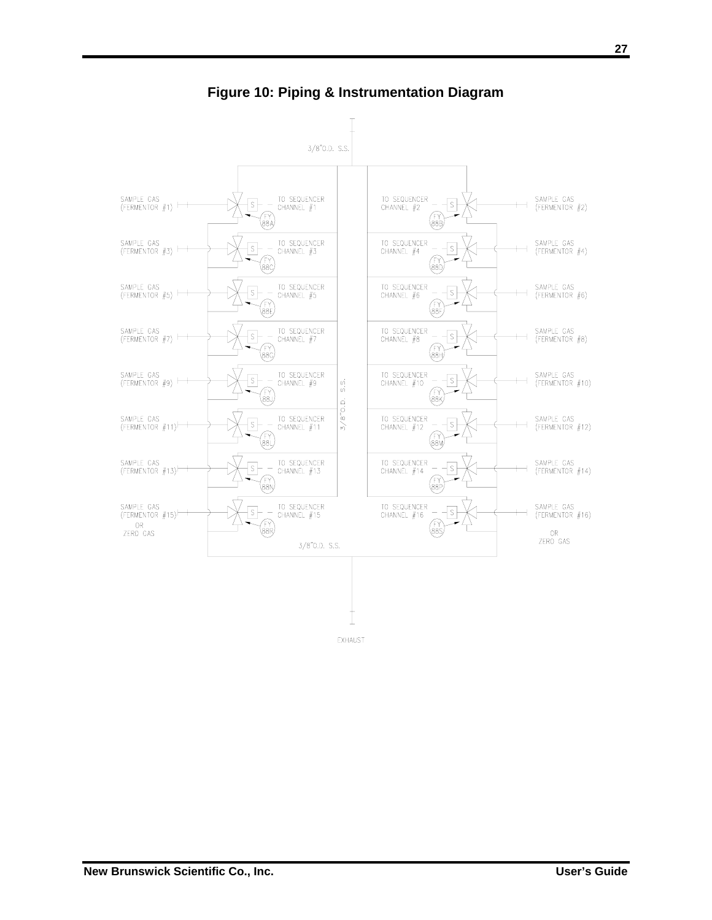**Figure 10: Piping & Instrumentation Diagram**

3/8"O.D. S.S.

SAMPLE GAS (FERMENTOR #1) — TO SEQUENCER CHANNEL #1 — FY 88A

TO SEQUENCER CHANNEL #2 — SAMPLE GAS (FERMENTOR #2) — FY 88B

SAMPLE GAS (FERMENTOR #3) — TO SEQUENCER CHANNEL #3 — FY 88C

TO SEQUENCER CHANNEL #4 — SAMPLE GAS (FERMENTOR #4) — FY 88D

SAMPLE GAS (FERMENTOR #5) — TO SEQUENCER CHANNEL #5 — FY 88E

TO SEQUENCER CHANNEL #6 — SAMPLE GAS (FERMENTOR #6) — FY 88F

SAMPLE GAS (FERMENTOR #7) — TO SEQUENCER CHANNEL #7 — FY 88G

TO SEQUENCER CHANNEL #8 — SAMPLE GAS (FERMENTOR #8) — FY 88H

SAMPLE GAS (FERMENTOR #9) — TO SEQUENCER CHANNEL #9 — FY 88J

TO SEQUENCER CHANNEL #10 — SAMPLE GAS (FERMENTOR #10) — FY 88K

SAMPLE GAS (FERMENTOR #11) — TO SEQUENCER CHANNEL #11 — FY 88L

TO SEQUENCER CHANNEL #12 — SAMPLE GAS (FERMENTOR #12) — FY 88M

SAMPLE GAS (FERMENTOR #13) — TO SEQUENCER CHANNEL #13 — FY 88N

TO SEQUENCER CHANNEL #14 — SAMPLE GAS (FERMENTOR #14) — FY 88P

SAMPLE GAS (FERMENTOR #15) OR ZERO GAS — TO SEQUENCER CHANNEL #15 — FY 88R

TO SEQUENCER CHANNEL #16 — SAMPLE GAS (FERMENTOR #16) OR ZERO GAS — FY 88S

3/8"O.D. S.S.

EXHAUST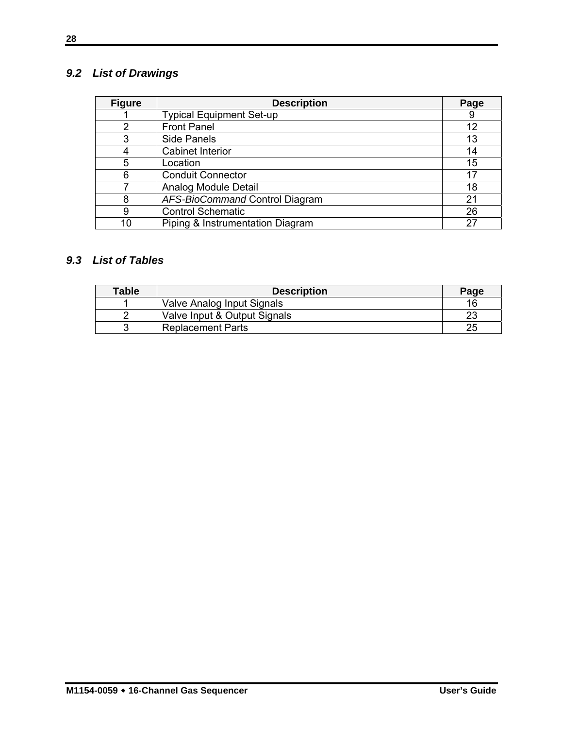## 9.2 List of Drawings

| Figure | Description | Page |
|---|---|---|
| 1 | Typical Equipment Set-up | 9 |
| 2 | Front Panel | 12 |
| 3 | Side Panels | 13 |
| 4 | Cabinet Interior | 14 |
| 5 | Location | 15 |
| 6 | Conduit Connector | 17 |
| 7 | Analog Module Detail | 18 |
| 8 | *AFS-BioCommand* Control Diagram | 21 |
| 9 | Control Schematic | 26 |
| 10 | Piping & Instrumentation Diagram | 27 |

## 9.3 List of Tables

| Table | Description | Page |
|---|---|---|
| 1 | Valve Analog Input Signals | 16 |
| 2 | Valve Input & Output Signals | 23 |
| 3 | Replacement Parts | 25 |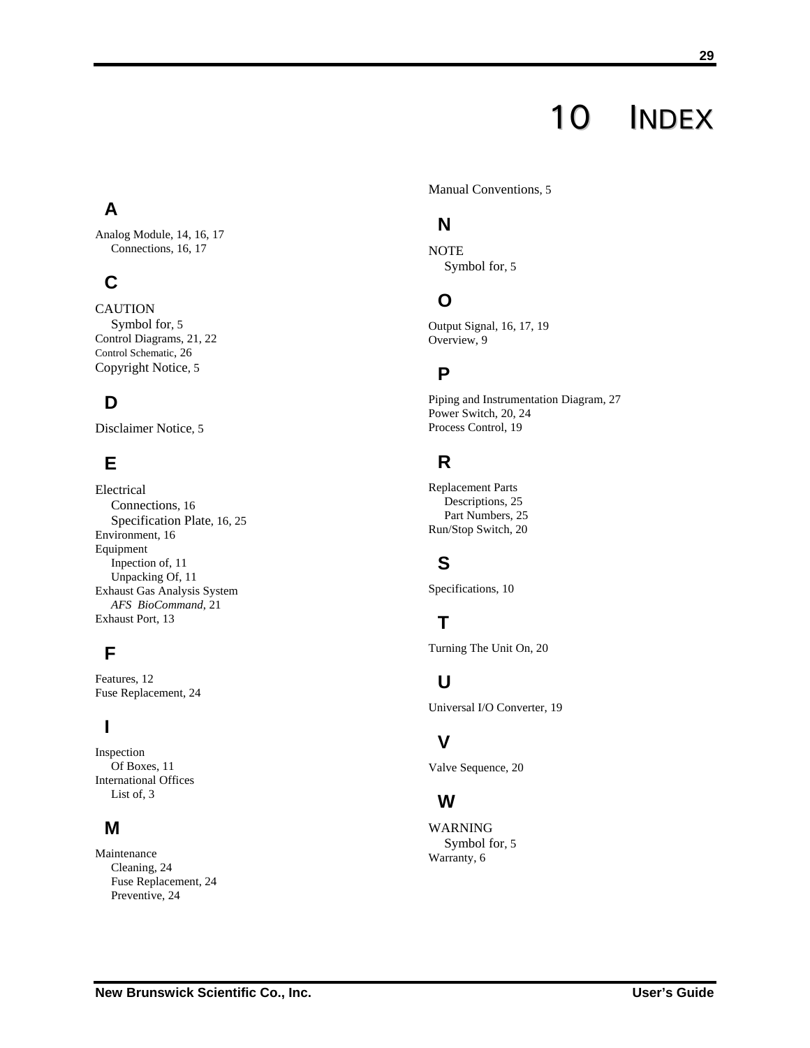# 10 INDEX

## A

Analog Module, 14, 16, 17
    Connections, 16, 17

## C

CAUTION
    Symbol for, 5
Control Diagrams, 21, 22
Control Schematic, 26
Copyright Notice, 5

## D

Disclaimer Notice, 5

## E

Electrical
    Connections, 16
    Specification Plate, 16, 25
Environment, 16
Equipment
    Inpection of, 11
    Unpacking Of, 11
Exhaust Gas Analysis System
    *AFS BioCommand*, 21
Exhaust Port, 13

## F

Features, 12
Fuse Replacement, 24

## I

Inspection
    Of Boxes, 11
International Offices
    List of, 3

## M

Maintenance
    Cleaning, 24
    Fuse Replacement, 24
    Preventive, 24
Manual Conventions, 5

## N

NOTE
    Symbol for, 5

## O

Output Signal, 16, 17, 19
Overview, 9

## P

Piping and Instrumentation Diagram, 27
Power Switch, 20, 24
Process Control, 19

## R

Replacement Parts
    Descriptions, 25
    Part Numbers, 25
Run/Stop Switch, 20

## S

Specifications, 10

## T

Turning The Unit On, 20

## U

Universal I/O Converter, 19

## V

Valve Sequence, 20

## W

WARNING
    Symbol for, 5
Warranty, 6